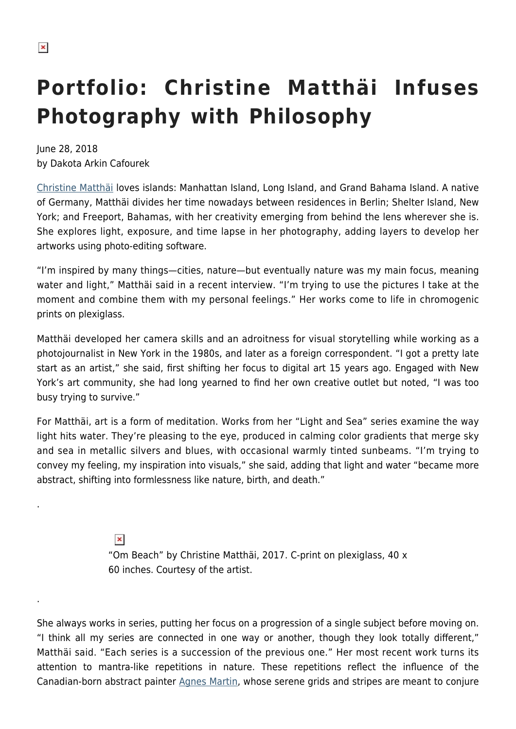# Portfolio: Christine Matthäi Infuses Photography with Philosophy

June 28, 2018
by Dakota Arkin Cafourek

Christine Matthäi loves islands: Manhattan Island, Long Island, and Grand Bahama Island. A native of Germany, Matthäi divides her time nowadays between residences in Berlin; Shelter Island, New York; and Freeport, Bahamas, with her creativity emerging from behind the lens wherever she is. She explores light, exposure, and time lapse in her photography, adding layers to develop her artworks using photo-editing software.

"I'm inspired by many things—cities, nature—but eventually nature was my main focus, meaning water and light," Matthäi said in a recent interview. "I'm trying to use the pictures I take at the moment and combine them with my personal feelings." Her works come to life in chromogenic prints on plexiglass.

Matthäi developed her camera skills and an adroitness for visual storytelling while working as a photojournalist in New York in the 1980s, and later as a foreign correspondent. "I got a pretty late start as an artist," she said, first shifting her focus to digital art 15 years ago. Engaged with New York's art community, she had long yearned to find her own creative outlet but noted, "I was too busy trying to survive."

For Matthäi, art is a form of meditation. Works from her "Light and Sea" series examine the way light hits water. They're pleasing to the eye, produced in calming color gradients that merge sky and sea in metallic silvers and blues, with occasional warmly tinted sunbeams. "I'm trying to convey my feeling, my inspiration into visuals," she said, adding that light and water "became more abstract, shifting into formlessness like nature, birth, and death."

.

"Om Beach" by Christine Matthäi, 2017. C-print on plexiglass, 40 x 60 inches. Courtesy of the artist.

.

She always works in series, putting her focus on a progression of a single subject before moving on. "I think all my series are connected in one way or another, though they look totally different," Matthäi said. "Each series is a succession of the previous one." Her most recent work turns its attention to mantra-like repetitions in nature. These repetitions reflect the influence of the Canadian-born abstract painter Agnes Martin, whose serene grids and stripes are meant to conjure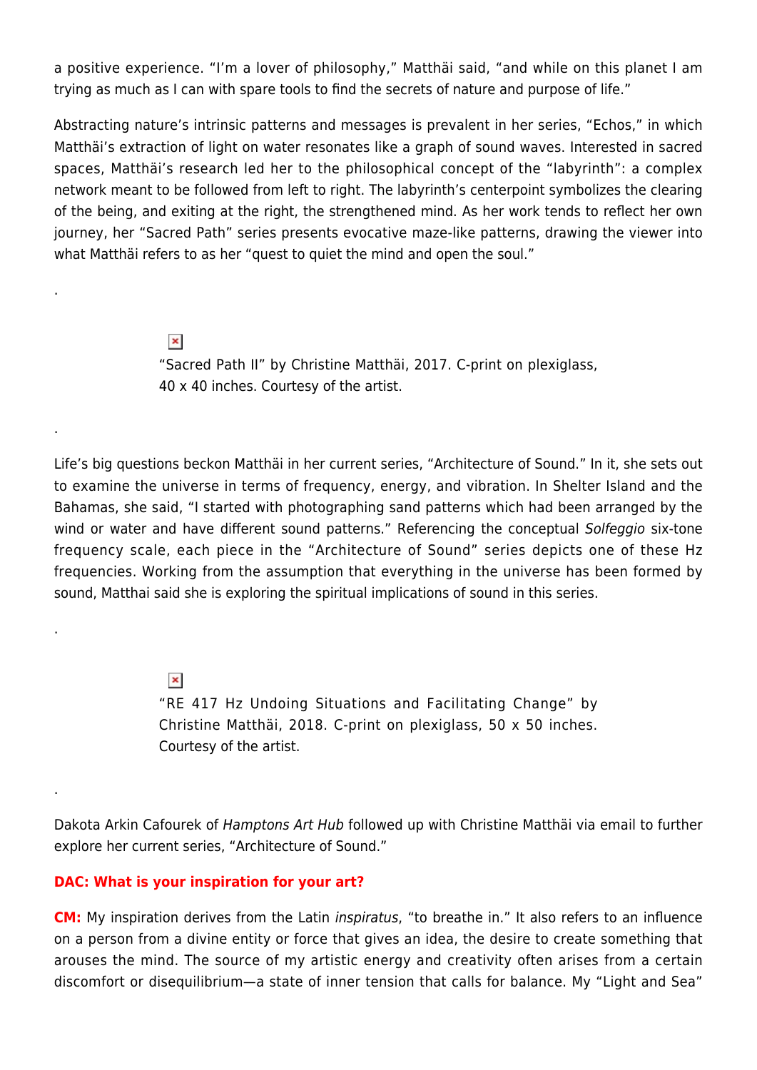a positive experience. "I'm a lover of philosophy," Matthäi said, "and while on this planet I am trying as much as I can with spare tools to find the secrets of nature and purpose of life."

Abstracting nature's intrinsic patterns and messages is prevalent in her series, "Echos," in which Matthäi's extraction of light on water resonates like a graph of sound waves. Interested in sacred spaces, Matthäi's research led her to the philosophical concept of the "labyrinth": a complex network meant to be followed from left to right. The labyrinth's centerpoint symbolizes the clearing of the being, and exiting at the right, the strengthened mind. As her work tends to reflect her own journey, her "Sacred Path" series presents evocative maze-like patterns, drawing the viewer into what Matthäi refers to as her "quest to quiet the mind and open the soul."

.

"Sacred Path II" by Christine Matthäi, 2017. C-print on plexiglass, 40 x 40 inches. Courtesy of the artist.

.

Life's big questions beckon Matthäi in her current series, "Architecture of Sound." In it, she sets out to examine the universe in terms of frequency, energy, and vibration. In Shelter Island and the Bahamas, she said, "I started with photographing sand patterns which had been arranged by the wind or water and have different sound patterns." Referencing the conceptual *Solfeggio* six-tone frequency scale, each piece in the "Architecture of Sound" series depicts one of these Hz frequencies. Working from the assumption that everything in the universe has been formed by sound, Matthai said she is exploring the spiritual implications of sound in this series.

.

"RE 417 Hz Undoing Situations and Facilitating Change" by Christine Matthäi, 2018. C-print on plexiglass, 50 x 50 inches. Courtesy of the artist.

.

Dakota Arkin Cafourek of *Hamptons Art Hub* followed up with Christine Matthäi via email to further explore her current series, "Architecture of Sound."

**DAC: What is your inspiration for your art?**

**CM:** My inspiration derives from the Latin *inspiratus*, "to breathe in." It also refers to an influence on a person from a divine entity or force that gives an idea, the desire to create something that arouses the mind. The source of my artistic energy and creativity often arises from a certain discomfort or disequilibrium—a state of inner tension that calls for balance. My "Light and Sea"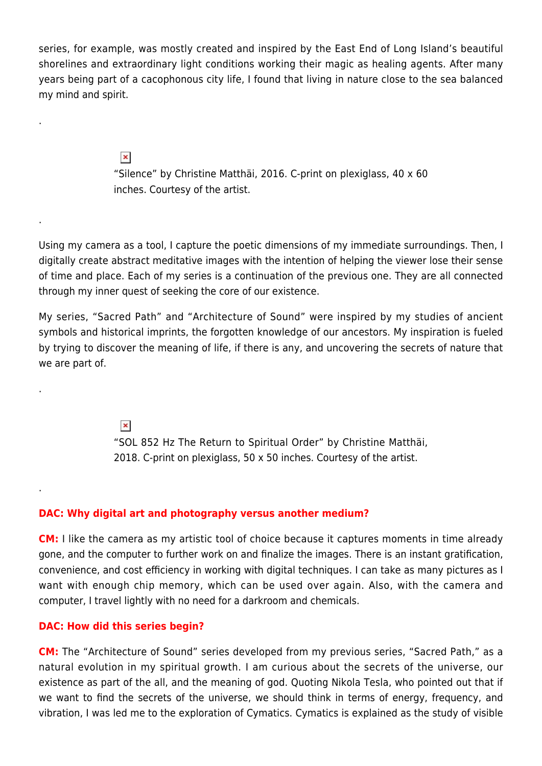series, for example, was mostly created and inspired by the East End of Long Island's beautiful shorelines and extraordinary light conditions working their magic as healing agents. After many years being part of a cacophonous city life, I found that living in nature close to the sea balanced my mind and spirit.

.

"Silence" by Christine Matthäi, 2016. C-print on plexiglass, 40 x 60 inches. Courtesy of the artist.

.

Using my camera as a tool, I capture the poetic dimensions of my immediate surroundings. Then, I digitally create abstract meditative images with the intention of helping the viewer lose their sense of time and place. Each of my series is a continuation of the previous one. They are all connected through my inner quest of seeking the core of our existence.

My series, "Sacred Path" and "Architecture of Sound" were inspired by my studies of ancient symbols and historical imprints, the forgotten knowledge of our ancestors. My inspiration is fueled by trying to discover the meaning of life, if there is any, and uncovering the secrets of nature that we are part of.

.

"SOL 852 Hz The Return to Spiritual Order" by Christine Matthäi, 2018. C-print on plexiglass, 50 x 50 inches. Courtesy of the artist.

.

**DAC: Why digital art and photography versus another medium?**

**CM:** I like the camera as my artistic tool of choice because it captures moments in time already gone, and the computer to further work on and finalize the images. There is an instant gratification, convenience, and cost efficiency in working with digital techniques. I can take as many pictures as I want with enough chip memory, which can be used over again. Also, with the camera and computer, I travel lightly with no need for a darkroom and chemicals.

**DAC: How did this series begin?**

**CM:** The "Architecture of Sound" series developed from my previous series, "Sacred Path," as a natural evolution in my spiritual growth. I am curious about the secrets of the universe, our existence as part of the all, and the meaning of god. Quoting Nikola Tesla, who pointed out that if we want to find the secrets of the universe, we should think in terms of energy, frequency, and vibration, I was led me to the exploration of Cymatics. Cymatics is explained as the study of visible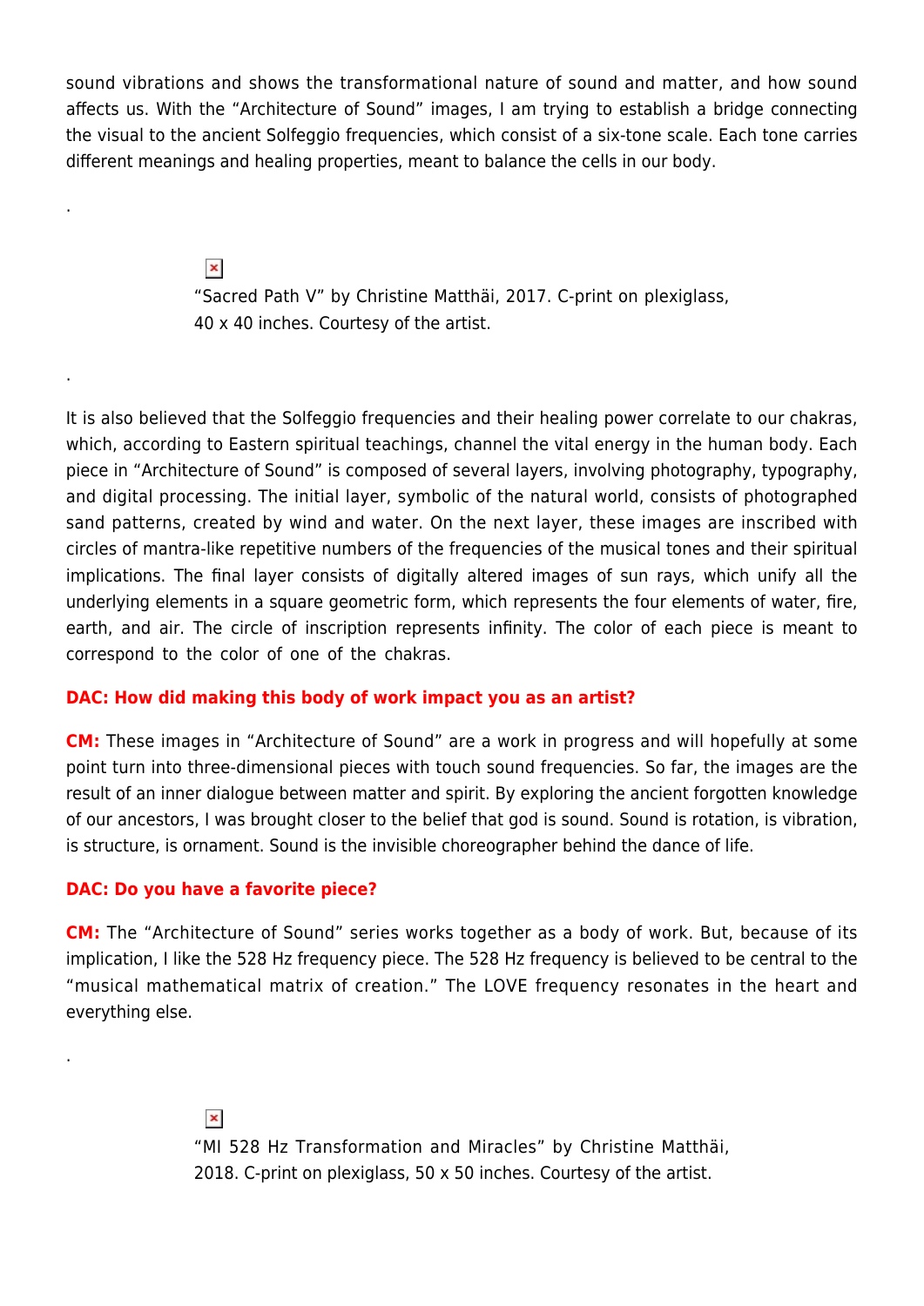sound vibrations and shows the transformational nature of sound and matter, and how sound affects us. With the "Architecture of Sound" images, I am trying to establish a bridge connecting the visual to the ancient Solfeggio frequencies, which consist of a six-tone scale. Each tone carries different meanings and healing properties, meant to balance the cells in our body.

.

"Sacred Path V" by Christine Matthäi, 2017. C-print on plexiglass, 40 x 40 inches. Courtesy of the artist.

.

It is also believed that the Solfeggio frequencies and their healing power correlate to our chakras, which, according to Eastern spiritual teachings, channel the vital energy in the human body. Each piece in "Architecture of Sound" is composed of several layers, involving photography, typography, and digital processing. The initial layer, symbolic of the natural world, consists of photographed sand patterns, created by wind and water. On the next layer, these images are inscribed with circles of mantra-like repetitive numbers of the frequencies of the musical tones and their spiritual implications. The final layer consists of digitally altered images of sun rays, which unify all the underlying elements in a square geometric form, which represents the four elements of water, fire, earth, and air. The circle of inscription represents infinity. The color of each piece is meant to correspond to the color of one of the chakras.

**DAC: How did making this body of work impact you as an artist?**

**CM:** These images in "Architecture of Sound" are a work in progress and will hopefully at some point turn into three-dimensional pieces with touch sound frequencies. So far, the images are the result of an inner dialogue between matter and spirit. By exploring the ancient forgotten knowledge of our ancestors, I was brought closer to the belief that god is sound. Sound is rotation, is vibration, is structure, is ornament. Sound is the invisible choreographer behind the dance of life.

**DAC: Do you have a favorite piece?**

**CM:** The "Architecture of Sound" series works together as a body of work. But, because of its implication, I like the 528 Hz frequency piece. The 528 Hz frequency is believed to be central to the "musical mathematical matrix of creation." The LOVE frequency resonates in the heart and everything else.

.

"MI 528 Hz Transformation and Miracles" by Christine Matthäi, 2018. C-print on plexiglass, 50 x 50 inches. Courtesy of the artist.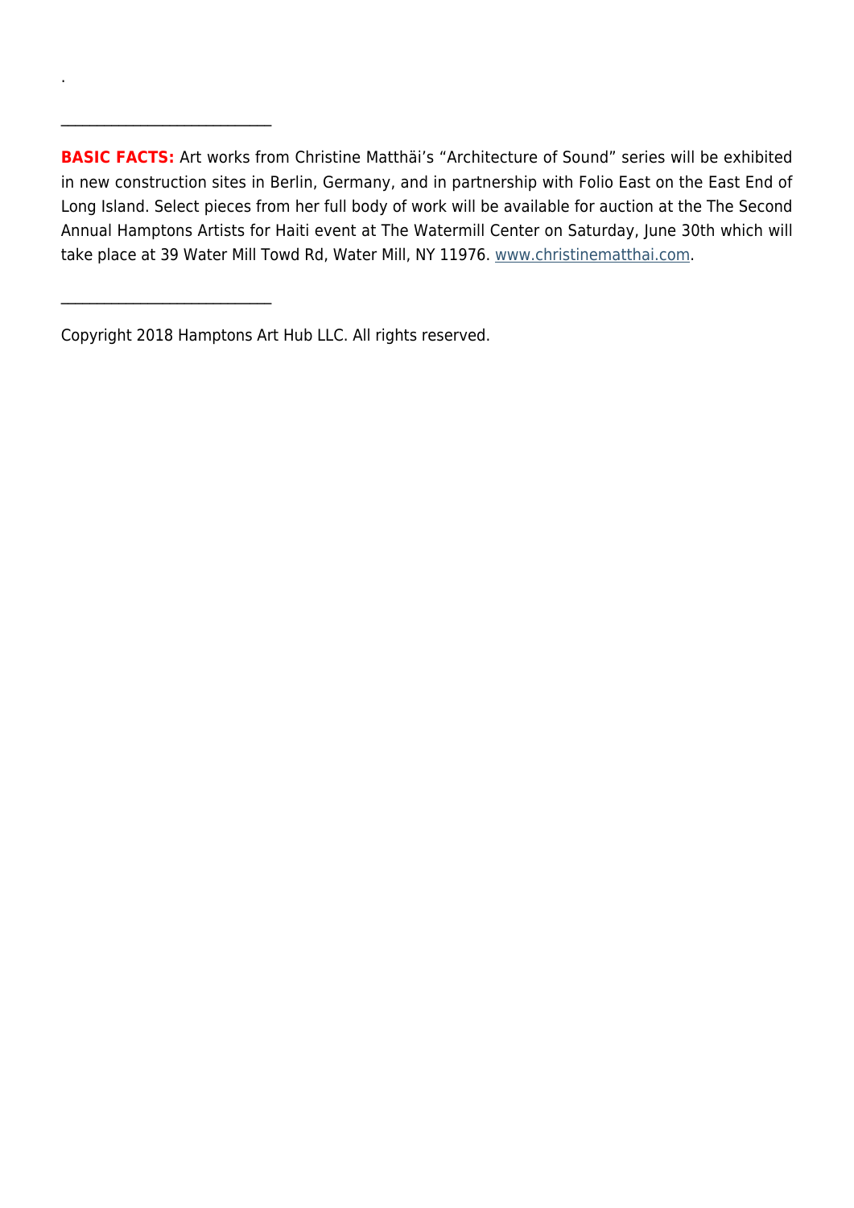.

___________________________

**BASIC FACTS:** Art works from Christine Matthäi's "Architecture of Sound" series will be exhibited in new construction sites in Berlin, Germany, and in partnership with Folio East on the East End of Long Island. Select pieces from her full body of work will be available for auction at the The Second Annual Hamptons Artists for Haiti event at The Watermill Center on Saturday, June 30th which will take place at 39 Water Mill Towd Rd, Water Mill, NY 11976. [www.christinematthai.com](http://www.christinematthai.com).

___________________________

Copyright 2018 Hamptons Art Hub LLC. All rights reserved.